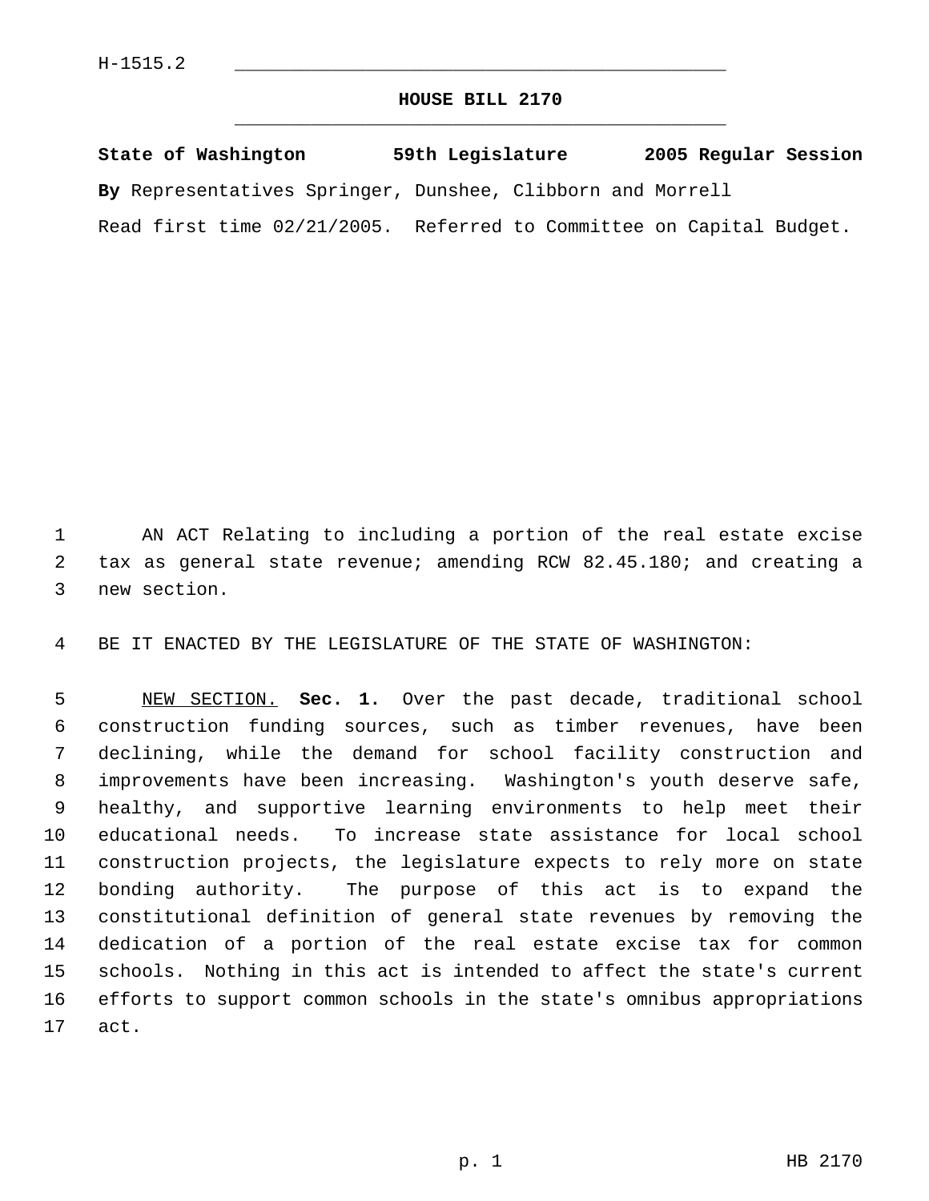H-1515.2

# HOUSE BILL 2170

**State of Washington 59th Legislature 2005 Regular Session**

**By** Representatives Springer, Dunshee, Clibborn and Morrell

Read first time 02/21/2005. Referred to Committee on Capital Budget.

AN ACT Relating to including a portion of the real estate excise tax as general state revenue; amending RCW 82.45.180; and creating a new section.

BE IT ENACTED BY THE LEGISLATURE OF THE STATE OF WASHINGTON:

NEW SECTION. **Sec. 1.** Over the past decade, traditional school construction funding sources, such as timber revenues, have been declining, while the demand for school facility construction and improvements have been increasing. Washington's youth deserve safe, healthy, and supportive learning environments to help meet their educational needs. To increase state assistance for local school construction projects, the legislature expects to rely more on state bonding authority. The purpose of this act is to expand the constitutional definition of general state revenues by removing the dedication of a portion of the real estate excise tax for common schools. Nothing in this act is intended to affect the state's current efforts to support common schools in the state's omnibus appropriations act.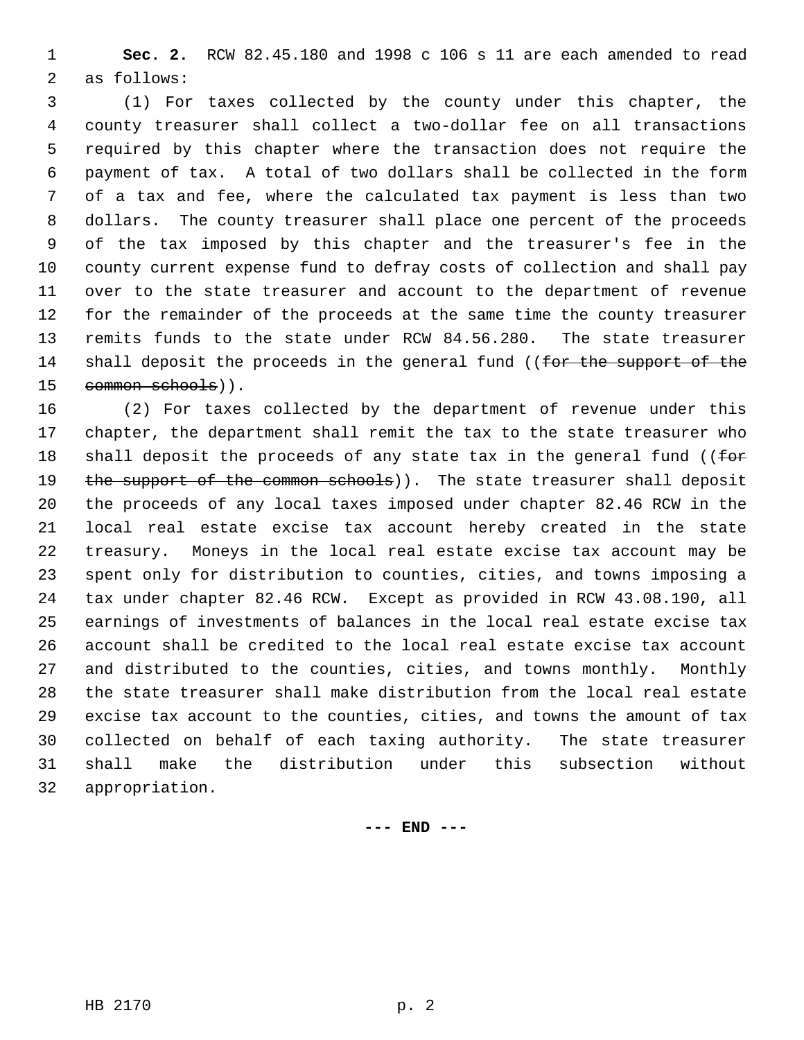**Sec. 2.** RCW 82.45.180 and 1998 c 106 s 11 are each amended to read as follows:

(1) For taxes collected by the county under this chapter, the county treasurer shall collect a two-dollar fee on all transactions required by this chapter where the transaction does not require the payment of tax. A total of two dollars shall be collected in the form of a tax and fee, where the calculated tax payment is less than two dollars. The county treasurer shall place one percent of the proceeds of the tax imposed by this chapter and the treasurer's fee in the county current expense fund to defray costs of collection and shall pay over to the state treasurer and account to the department of revenue for the remainder of the proceeds at the same time the county treasurer remits funds to the state under RCW 84.56.280. The state treasurer shall deposit the proceeds in the general fund ((~~for the support of the common schools~~)).

(2) For taxes collected by the department of revenue under this chapter, the department shall remit the tax to the state treasurer who shall deposit the proceeds of any state tax in the general fund ((~~for the support of the common schools~~)). The state treasurer shall deposit the proceeds of any local taxes imposed under chapter 82.46 RCW in the local real estate excise tax account hereby created in the state treasury. Moneys in the local real estate excise tax account may be spent only for distribution to counties, cities, and towns imposing a tax under chapter 82.46 RCW. Except as provided in RCW 43.08.190, all earnings of investments of balances in the local real estate excise tax account shall be credited to the local real estate excise tax account and distributed to the counties, cities, and towns monthly. Monthly the state treasurer shall make distribution from the local real estate excise tax account to the counties, cities, and towns the amount of tax collected on behalf of each taxing authority. The state treasurer shall make the distribution under this subsection without appropriation.

**--- END ---**